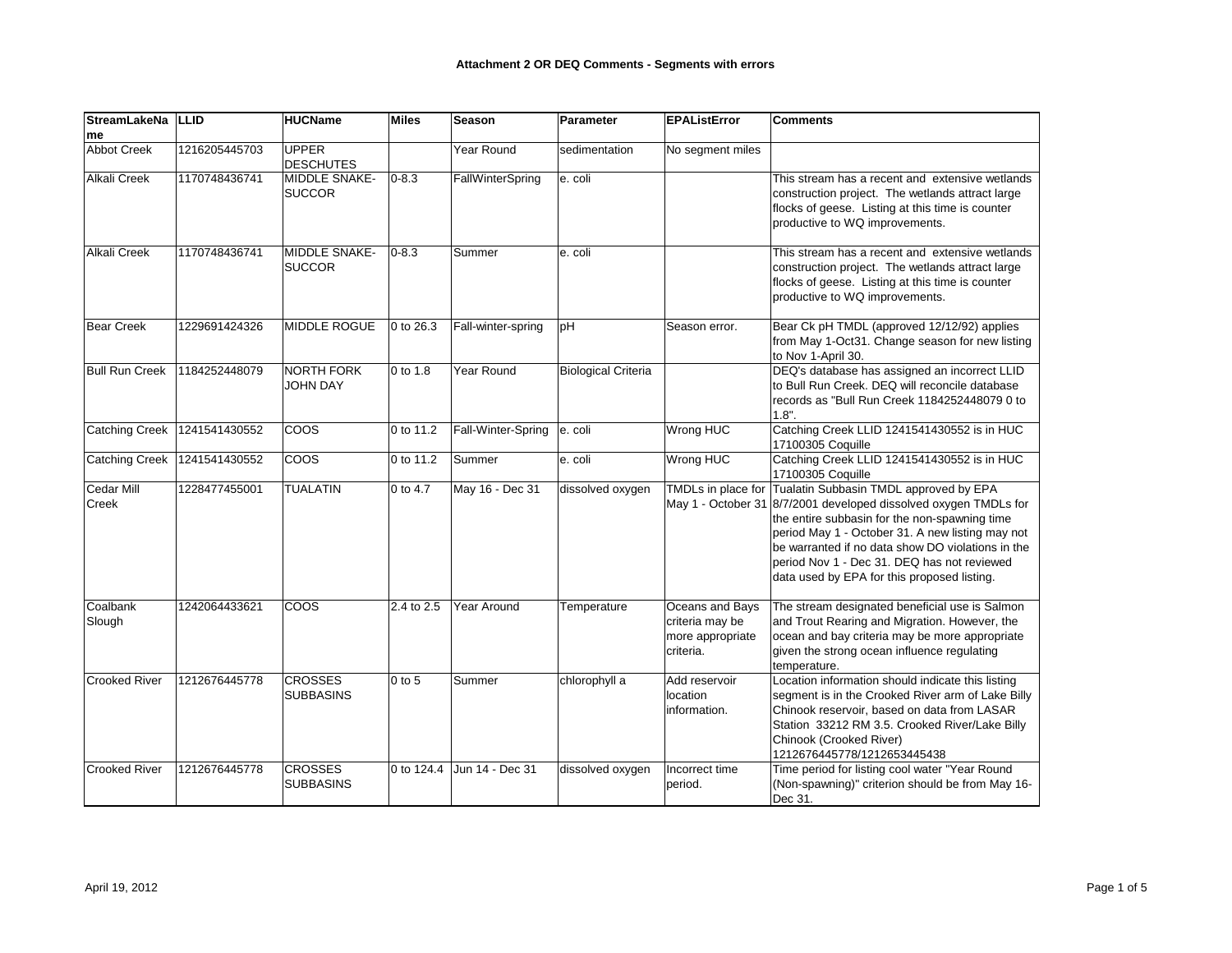**Attachment 2 OR DEQ Comments - Segments with errors**

| StreamLakeName | LLID | HUCName | Miles | Season | Parameter | EPAListError | Comments |
| --- | --- | --- | --- | --- | --- | --- | --- |
| Abbot Creek | 1216205445703 | UPPER DESCHUTES | | Year Round | sedimentation | No segment miles | |
| Alkali Creek | 1170748436741 | MIDDLE SNAKE-SUCCOR | 0-8.3 | FallWinterSpring | e. coli | | This stream has a recent and extensive wetlands construction project. The wetlands attract large flocks of geese. Listing at this time is counter productive to WQ improvements. |
| Alkali Creek | 1170748436741 | MIDDLE SNAKE-SUCCOR | 0-8.3 | Summer | e. coli | | This stream has a recent and extensive wetlands construction project. The wetlands attract large flocks of geese. Listing at this time is counter productive to WQ improvements. |
| Bear Creek | 1229691424326 | MIDDLE ROGUE | 0 to 26.3 | Fall-winter-spring | pH | Season error. | Bear Ck pH TMDL (approved 12/12/92) applies from May 1-Oct31. Change season for new listing to Nov 1-April 30. |
| Bull Run Creek | 1184252448079 | NORTH FORK JOHN DAY | 0 to 1.8 | Year Round | Biological Criteria | | DEQ's database has assigned an incorrect LLID to Bull Run Creek. DEQ will reconcile database records as "Bull Run Creek 1184252448079 0 to 1.8". |
| Catching Creek | 1241541430552 | COOS | 0 to 11.2 | Fall-Winter-Spring | e. coli | Wrong HUC | Catching Creek LLID 1241541430552 is in HUC 17100305 Coquille |
| Catching Creek | 1241541430552 | COOS | 0 to 11.2 | Summer | e. coli | Wrong HUC | Catching Creek LLID 1241541430552 is in HUC 17100305 Coquille |
| Cedar Mill Creek | 1228477455001 | TUALATIN | 0 to 4.7 | May 16 - Dec 31 | dissolved oxygen | TMDLs in place for May 1 - October 31 | Tualatin Subbasin TMDL approved by EPA 8/7/2001 developed dissolved oxygen TMDLs for the entire subbasin for the non-spawning time period May 1 - October 31. A new listing may not be warranted if no data show DO violations in the period Nov 1 - Dec 31. DEQ has not reviewed data used by EPA for this proposed listing. |
| Coalbank Slough | 1242064433621 | COOS | 2.4 to 2.5 | Year Around | Temperature | Oceans and Bays criteria may be more appropriate criteria. | The stream designated beneficial use is Salmon and Trout Rearing and Migration. However, the ocean and bay criteria may be more appropriate given the strong ocean influence regulating temperature. |
| Crooked River | 1212676445778 | CROSSES SUBBASINS | 0 to 5 | Summer | chlorophyll a | Add reservoir location information. | Location information should indicate this listing segment is in the Crooked River arm of Lake Billy Chinook reservoir, based on data from LASAR Station 33212 RM 3.5. Crooked River/Lake Billy Chinook (Crooked River) 1212676445778/1212653445438 |
| Crooked River | 1212676445778 | CROSSES SUBBASINS | 0 to 124.4 | Jun 14 - Dec 31 | dissolved oxygen | Incorrect time period. | Time period for listing cool water "Year Round (Non-spawning)" criterion should be from May 16-Dec 31. |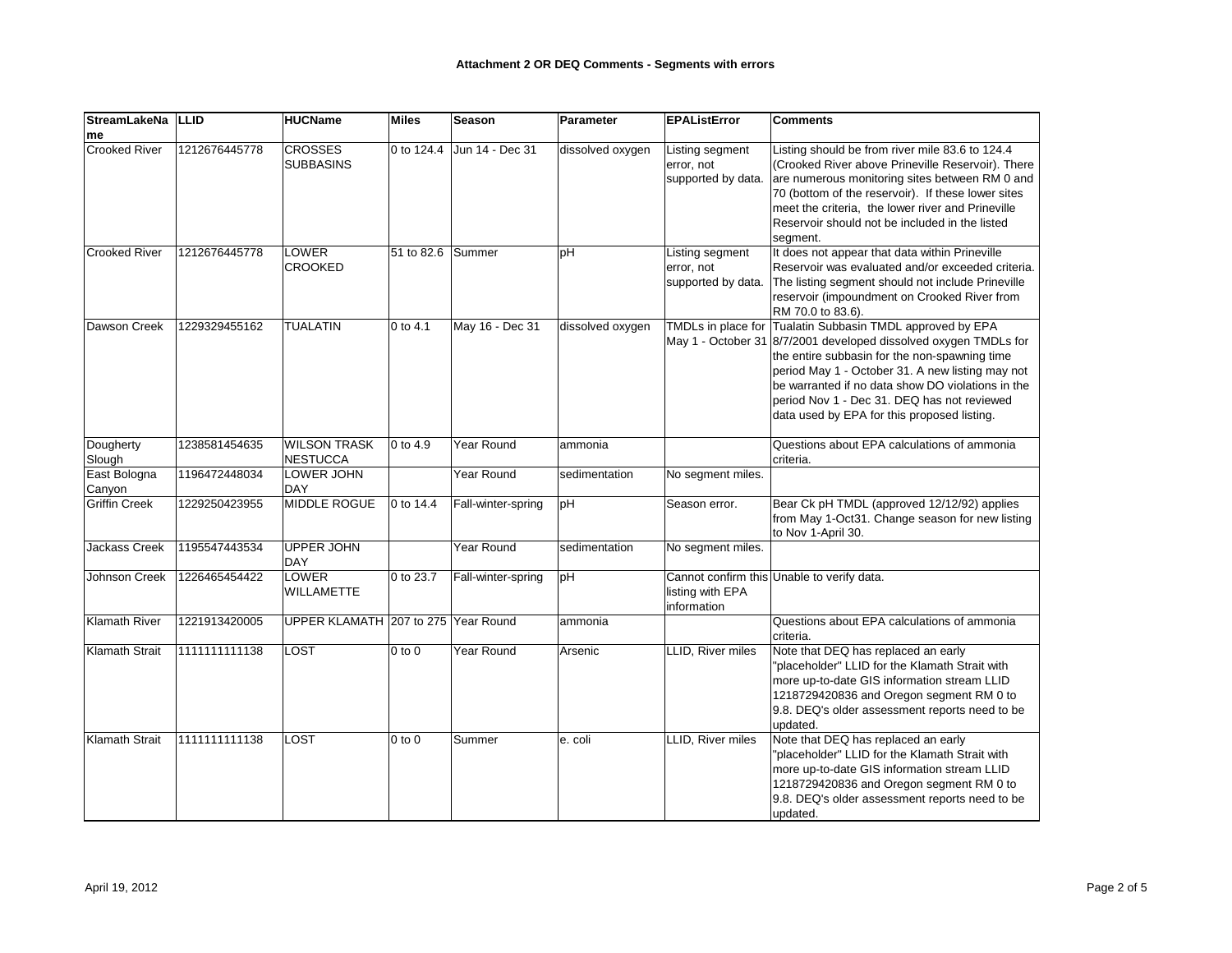#### Attachment 2 OR DEQ Comments - Segments with errors

| StreamLakeName | LLID | HUCName | Miles | Season | Parameter | EPAListError | Comments |
|---|---|---|---|---|---|---|---|
| Crooked River | 1212676445778 | CROSSES SUBBASINS | 0 to 124.4 | Jun 14 - Dec 31 | dissolved oxygen | Listing segment error, not supported by data. | Listing should be from river mile 83.6 to 124.4 (Crooked River above Prineville Reservoir). There are numerous monitoring sites between RM 0 and 70 (bottom of the reservoir). If these lower sites meet the criteria, the lower river and Prineville Reservoir should not be included in the listed segment. |
| Crooked River | 1212676445778 | LOWER CROOKED | 51 to 82.6 | Summer | pH | Listing segment error, not supported by data. | It does not appear that data within Prineville Reservoir was evaluated and/or exceeded criteria. The listing segment should not include Prineville reservoir (impoundment on Crooked River from RM 70.0 to 83.6). |
| Dawson Creek | 1229329455162 | TUALATIN | 0 to 4.1 | May 16 - Dec 31 | dissolved oxygen | TMDLs in place for May 1 - October 31 | Tualatin Subbasin TMDL approved by EPA 8/7/2001 developed dissolved oxygen TMDLs for the entire subbasin for the non-spawning time period May 1 - October 31. A new listing may not be warranted if no data show DO violations in the period Nov 1 - Dec 31. DEQ has not reviewed data used by EPA for this proposed listing. |
| Dougherty Slough | 1238581454635 | WILSON TRASK NESTUCCA | 0 to 4.9 | Year Round | ammonia | | Questions about EPA calculations of ammonia criteria. |
| East Bologna Canyon | 1196472448034 | LOWER JOHN DAY | | Year Round | sedimentation | No segment miles. | |
| Griffin Creek | 1229250423955 | MIDDLE ROGUE | 0 to 14.4 | Fall-winter-spring | pH | Season error. | Bear Ck pH TMDL (approved 12/12/92) applies from May 1-Oct31. Change season for new listing to Nov 1-April 30. |
| Jackass Creek | 1195547443534 | UPPER JOHN DAY | | Year Round | sedimentation | No segment miles. | |
| Johnson Creek | 1226465454422 | LOWER WILLAMETTE | 0 to 23.7 | Fall-winter-spring | pH | Cannot confirm this listing with EPA information | Unable to verify data. |
| Klamath River | 1221913420005 | UPPER KLAMATH | 207 to 275 | Year Round | ammonia | | Questions about EPA calculations of ammonia criteria. |
| Klamath Strait | 1111111111138 | LOST | 0 to 0 | Year Round | Arsenic | LLID, River miles | Note that DEQ has replaced an early "placeholder" LLID for the Klamath Strait with more up-to-date GIS information stream LLID 1218729420836 and Oregon segment RM 0 to 9.8. DEQ's older assessment reports need to be updated. |
| Klamath Strait | 1111111111138 | LOST | 0 to 0 | Summer | e. coli | LLID, River miles | Note that DEQ has replaced an early "placeholder" LLID for the Klamath Strait with more up-to-date GIS information stream LLID 1218729420836 and Oregon segment RM 0 to 9.8. DEQ's older assessment reports need to be updated. |

April 19, 2012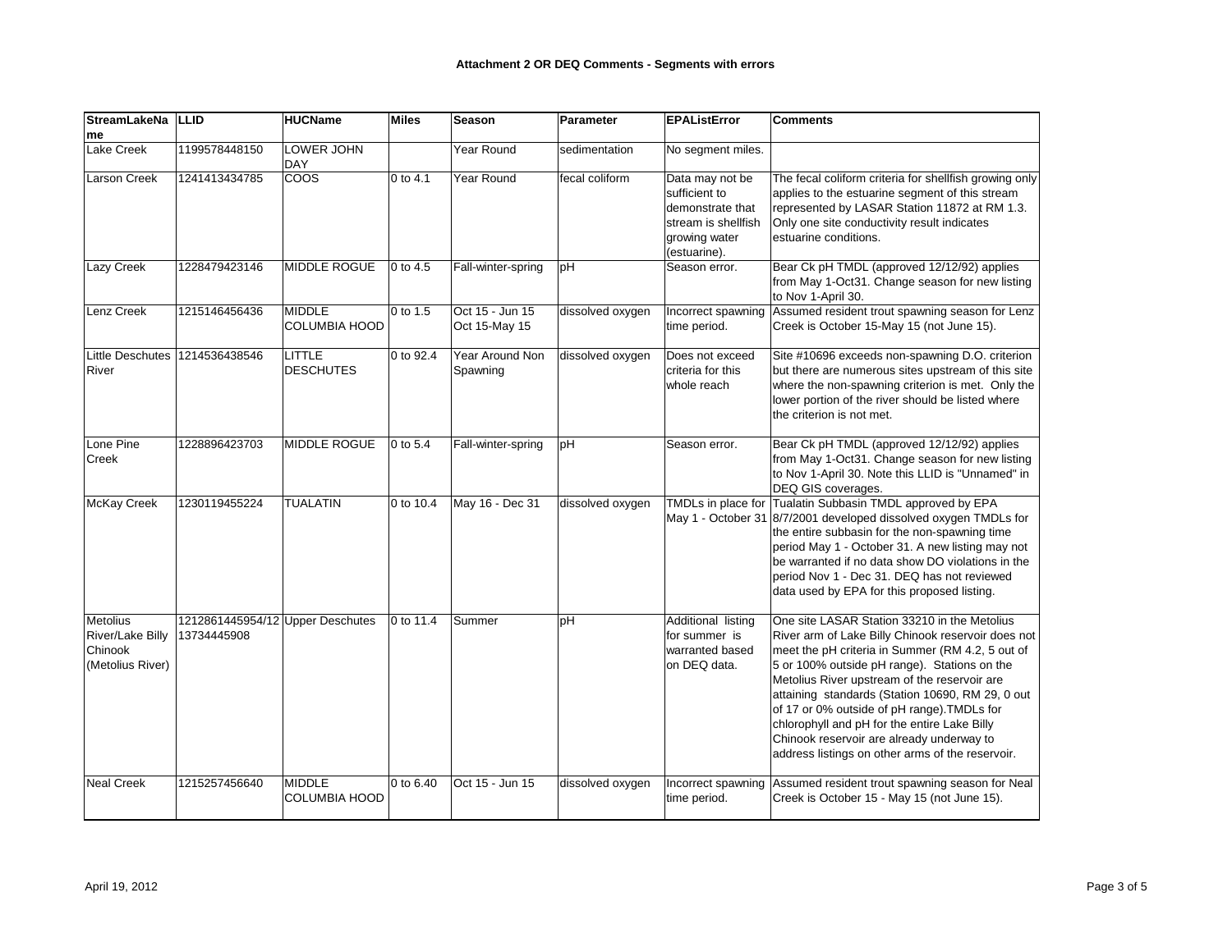**Attachment 2 OR DEQ Comments - Segments with errors**

| StreamLakeName | LLID | HUCName | Miles | Season | Parameter | EPAListError | Comments |
|---|---|---|---|---|---|---|---|
| Lake Creek | 1199578448150 | LOWER JOHN DAY | | Year Round | sedimentation | No segment miles. | |
| Larson Creek | 1241413434785 | COOS | 0 to 4.1 | Year Round | fecal coliform | Data may not be sufficient to demonstrate that stream is shellfish growing water (estuarine). | The fecal coliform criteria for shellfish growing only applies to the estuarine segment of this stream represented by LASAR Station 11872 at RM 1.3. Only one site conductivity result indicates estuarine conditions. |
| Lazy Creek | 1228479423146 | MIDDLE ROGUE | 0 to 4.5 | Fall-winter-spring | pH | Season error. | Bear Ck pH TMDL (approved 12/12/92) applies from May 1-Oct31. Change season for new listing to Nov 1-April 30. |
| Lenz Creek | 1215146456436 | MIDDLE COLUMBIA HOOD | 0 to 1.5 | Oct 15 - Jun 15 Oct 15-May 15 | dissolved oxygen | Incorrect spawning time period. | Assumed resident trout spawning season for Lenz Creek is October 15-May 15 (not June 15). |
| Little Deschutes River | 1214536438546 | LITTLE DESCHUTES | 0 to 92.4 | Year Around Non Spawning | dissolved oxygen | Does not exceed criteria for this whole reach | Site #10696 exceeds non-spawning D.O. criterion but there are numerous sites upstream of this site where the non-spawning criterion is met. Only the lower portion of the river should be listed where the criterion is not met. |
| Lone Pine Creek | 1228896423703 | MIDDLE ROGUE | 0 to 5.4 | Fall-winter-spring | pH | Season error. | Bear Ck pH TMDL (approved 12/12/92) applies from May 1-Oct31. Change season for new listing to Nov 1-April 30. Note this LLID is "Unnamed" in DEQ GIS coverages. |
| McKay Creek | 1230119455224 | TUALATIN | 0 to 10.4 | May 16 - Dec 31 | dissolved oxygen | TMDLs in place for May 1 - October 31 | Tualatin Subbasin TMDL approved by EPA 8/7/2001 developed dissolved oxygen TMDLs for the entire subbasin for the non-spawning time period May 1 - October 31. A new listing may not be warranted if no data show DO violations in the period Nov 1 - Dec 31. DEQ has not reviewed data used by EPA for this proposed listing. |
| Metolius River/Lake Billy Chinook (Metolius River) | 1212861445954/1213734445908 | Upper Deschutes | 0 to 11.4 | Summer | pH | Additional listing for summer is warranted based on DEQ data. | One site LASAR Station 33210 in the Metolius River arm of Lake Billy Chinook reservoir does not meet the pH criteria in Summer (RM 4.2, 5 out of 5 or 100% outside pH range). Stations on the Metolius River upstream of the reservoir are attaining standards (Station 10690, RM 29, 0 out of 17 or 0% outside of pH range).TMDLs for chlorophyll and pH for the entire Lake Billy Chinook reservoir are already underway to address listings on other arms of the reservoir. |
| Neal Creek | 1215257456640 | MIDDLE COLUMBIA HOOD | 0 to 6.40 | Oct 15 - Jun 15 | dissolved oxygen | Incorrect spawning time period. | Assumed resident trout spawning season for Neal Creek is October 15 - May 15 (not June 15). |

April 19, 2012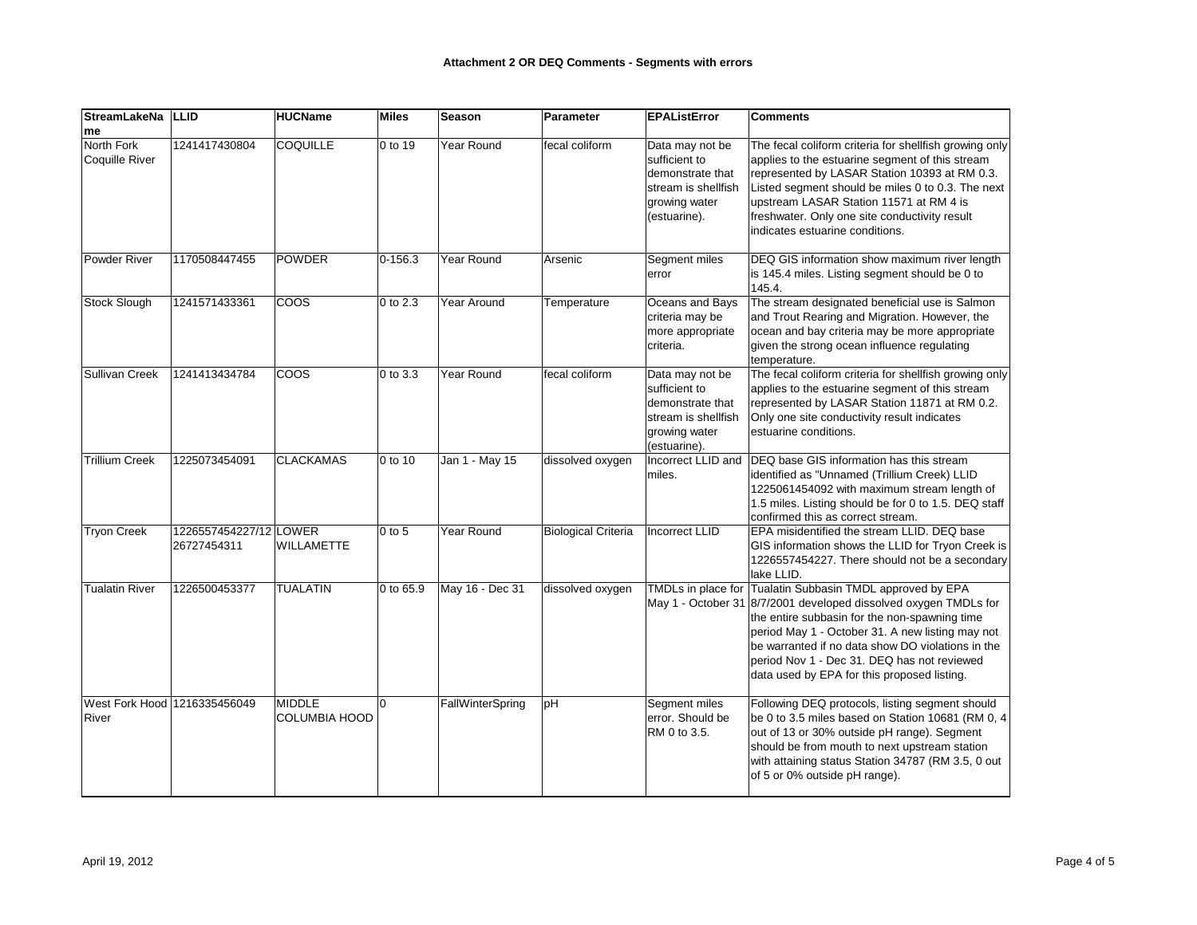#### Attachment 2 OR DEQ Comments - Segments with errors

| StreamLakeName | LLID | HUCName | Miles | Season | Parameter | EPAListError | Comments |
|---|---|---|---|---|---|---|---|
| North Fork Coquille River | 1241417430804 | COQUILLE | 0 to 19 | Year Round | fecal coliform | Data may not be sufficient to demonstrate that stream is shellfish growing water (estuarine). | The fecal coliform criteria for shellfish growing only applies to the estuarine segment of this stream represented by LASAR Station 10393 at RM 0.3. Listed segment should be miles 0 to 0.3. The next upstream LASAR Station 11571 at RM 4 is freshwater. Only one site conductivity result indicates estuarine conditions. |
| Powder River | 1170508447455 | POWDER | 0-156.3 | Year Round | Arsenic | Segment miles error | DEQ GIS information show maximum river length is 145.4 miles. Listing segment should be 0 to 145.4. |
| Stock Slough | 1241571433361 | COOS | 0 to 2.3 | Year Around | Temperature | Oceans and Bays criteria may be more appropriate criteria. | The stream designated beneficial use is Salmon and Trout Rearing and Migration. However, the ocean and bay criteria may be more appropriate given the strong ocean influence regulating temperature. |
| Sullivan Creek | 1241413434784 | COOS | 0 to 3.3 | Year Round | fecal coliform | Data may not be sufficient to demonstrate that stream is shellfish growing water (estuarine). | The fecal coliform criteria for shellfish growing only applies to the estuarine segment of this stream represented by LASAR Station 11871 at RM 0.2. Only one site conductivity result indicates estuarine conditions. |
| Trillium Creek | 1225073454091 | CLACKAMAS | 0 to 10 | Jan 1 - May 15 | dissolved oxygen | Incorrect LLID and miles. | DEQ base GIS information has this stream identified as "Unnamed (Trillium Creek) LLID 1225061454092 with maximum stream length of 1.5 miles. Listing should be for 0 to 1.5. DEQ staff confirmed this as correct stream. |
| Tryon Creek | 1226557454227/1226727454311 | LOWER WILLAMETTE | 0 to 5 | Year Round | Biological Criteria | Incorrect LLID | EPA misidentified the stream LLID. DEQ base GIS information shows the LLID for Tryon Creek is 1226557454227. There should not be a secondary lake LLID. |
| Tualatin River | 1226500453377 | TUALATIN | 0 to 65.9 | May 16 - Dec 31 | dissolved oxygen | TMDLs in place for May 1 - October 31 | Tualatin Subbasin TMDL approved by EPA 8/7/2001 developed dissolved oxygen TMDLs for the entire subbasin for the non-spawning time period May 1 - October 31. A new listing may not be warranted if no data show DO violations in the period Nov 1 - Dec 31. DEQ has not reviewed data used by EPA for this proposed listing. |
| West Fork Hood River | 1216335456049 | MIDDLE COLUMBIA HOOD | 0 | FallWinterSpring | pH | Segment miles error. Should be RM 0 to 3.5. | Following DEQ protocols, listing segment should be 0 to 3.5 miles based on Station 10681 (RM 0, 4 out of 13 or 30% outside pH range). Segment should be from mouth to next upstream station with attaining status Station 34787 (RM 3.5, 0 out of 5 or 0% outside pH range). |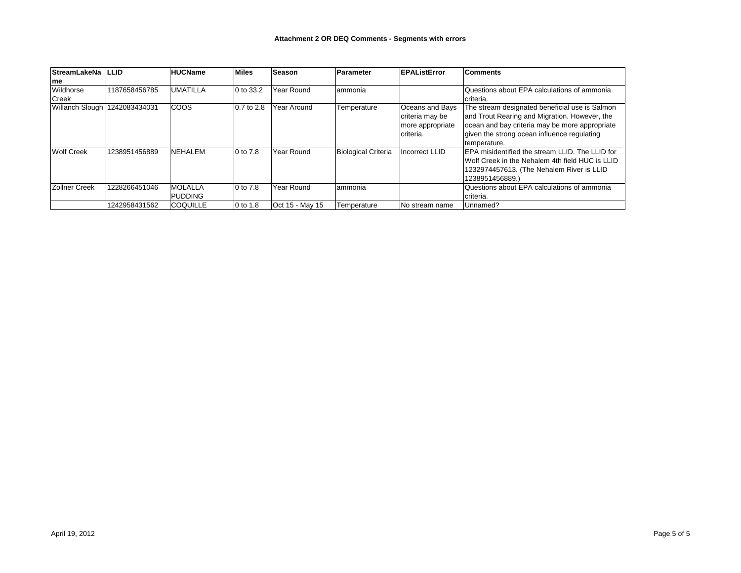**Attachment 2 OR DEQ Comments - Segments with errors**

| StreamLakeName | LLID | HUCName | Miles | Season | Parameter | EPAListError | Comments |
|---|---|---|---|---|---|---|---|
| Wildhorse Creek | 1187658456785 | UMATILLA | 0 to 33.2 | Year Round | ammonia | | Questions about EPA calculations of ammonia criteria. |
| Willanch Slough | 1242083434031 | COOS | 0.7 to 2.8 | Year Around | Temperature | Oceans and Bays criteria may be more appropriate criteria. | The stream designated beneficial use is Salmon and Trout Rearing and Migration. However, the ocean and bay criteria may be more appropriate given the strong ocean influence regulating temperature. |
| Wolf Creek | 1238951456889 | NEHALEM | 0 to 7.8 | Year Round | Biological Criteria | Incorrect LLID | EPA misidentified the stream LLID. The LLID for Wolf Creek in the Nehalem 4th field HUC is LLID 1232974457613. (The Nehalem River is LLID 1238951456889.) |
| Zollner Creek | 1228266451046 | MOLALLA PUDDING | 0 to 7.8 | Year Round | ammonia | | Questions about EPA calculations of ammonia criteria. |
| | 1242958431562 | COQUILLE | 0 to 1.8 | Oct 15 - May 15 | Temperature | No stream name | Unnamed? |

April 19, 2012